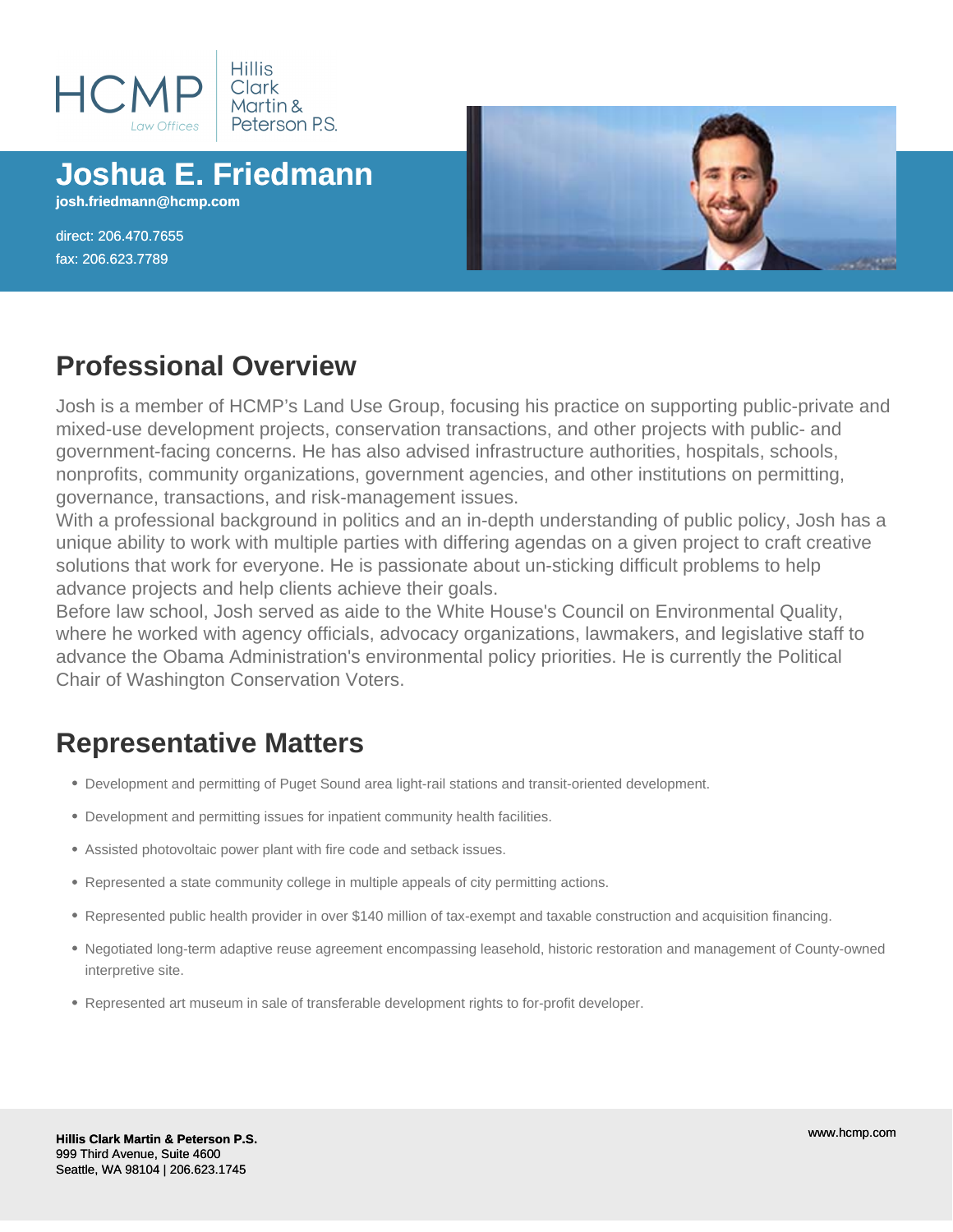HCMP Law Offices | Hillis Clark Martin & Peterson P.S.

# Joshua E. Friedmann

josh.friedmann@hcmp.com

direct: 206.470.7655
fax: 206.623.7789

## Professional Overview

Josh is a member of HCMP's Land Use Group, focusing his practice on supporting public-private and mixed-use development projects, conservation transactions, and other projects with public- and government-facing concerns. He has also advised infrastructure authorities, hospitals, schools, nonprofits, community organizations, government agencies, and other institutions on permitting, governance, transactions, and risk-management issues.

With a professional background in politics and an in-depth understanding of public policy, Josh has a unique ability to work with multiple parties with differing agendas on a given project to craft creative solutions that work for everyone. He is passionate about un-sticking difficult problems to help advance projects and help clients achieve their goals.

Before law school, Josh served as aide to the White House's Council on Environmental Quality, where he worked with agency officials, advocacy organizations, lawmakers, and legislative staff to advance the Obama Administration's environmental policy priorities. He is currently the Political Chair of Washington Conservation Voters.

## Representative Matters

- Development and permitting of Puget Sound area light-rail stations and transit-oriented development.
- Development and permitting issues for inpatient community health facilities.
- Assisted photovoltaic power plant with fire code and setback issues.
- Represented a state community college in multiple appeals of city permitting actions.
- Represented public health provider in over $140 million of tax-exempt and taxable construction and acquisition financing.
- Negotiated long-term adaptive reuse agreement encompassing leasehold, historic restoration and management of County-owned interpretive site.
- Represented art museum in sale of transferable development rights to for-profit developer.

**Hillis Clark Martin & Peterson P.S.**
999 Third Avenue, Suite 4600
Seattle, WA 98104 | 206.623.1745

www.hcmp.com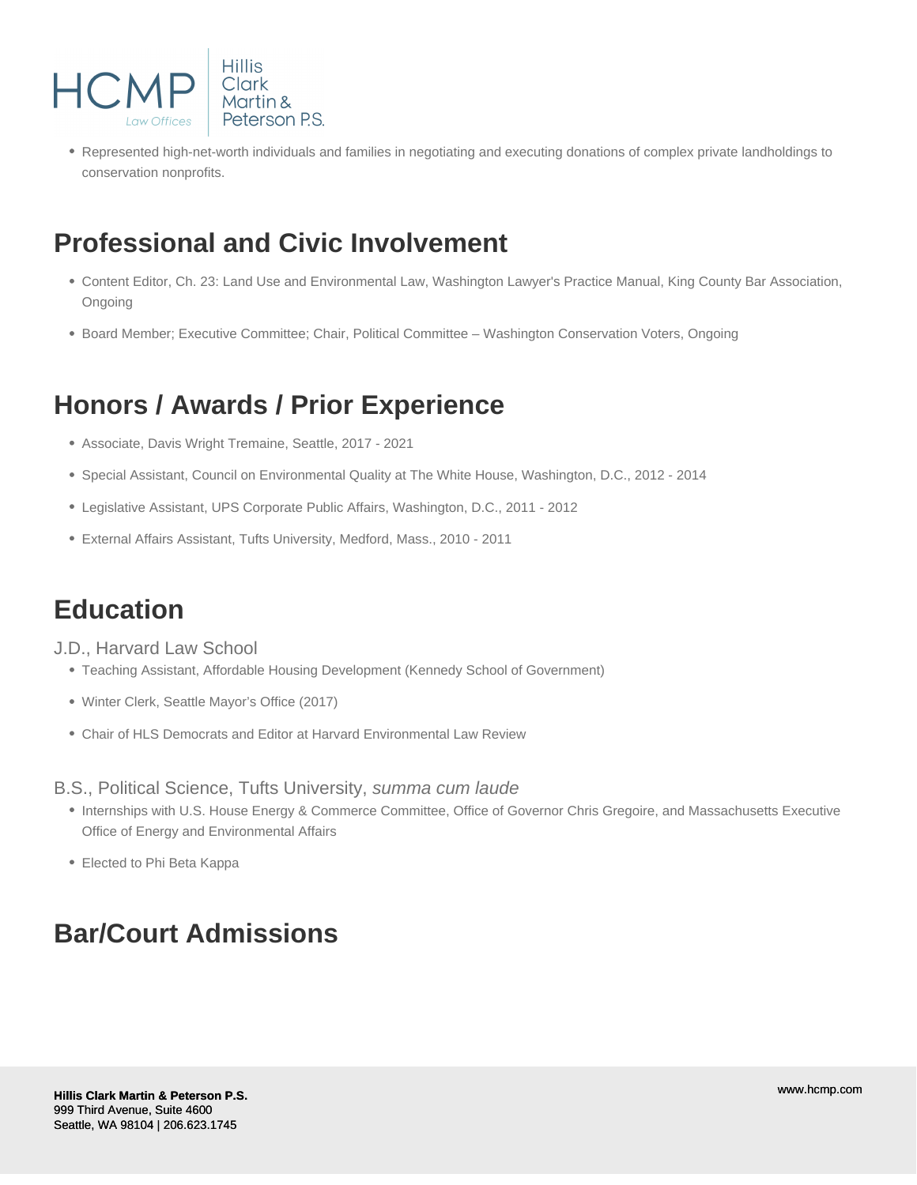- Represented high-net-worth individuals and families in negotiating and executing donations of complex private landholdings to conservation nonprofits.

## Professional and Civic Involvement

- Content Editor, Ch. 23: Land Use and Environmental Law, Washington Lawyer's Practice Manual, King County Bar Association, Ongoing
- Board Member; Executive Committee; Chair, Political Committee – Washington Conservation Voters, Ongoing

## Honors / Awards / Prior Experience

- Associate, Davis Wright Tremaine, Seattle, 2017 - 2021
- Special Assistant, Council on Environmental Quality at The White House, Washington, D.C., 2012 - 2014
- Legislative Assistant, UPS Corporate Public Affairs, Washington, D.C., 2011 - 2012
- External Affairs Assistant, Tufts University, Medford, Mass., 2010 - 2011

## Education

### J.D., Harvard Law School

- Teaching Assistant, Affordable Housing Development (Kennedy School of Government)
- Winter Clerk, Seattle Mayor's Office (2017)
- Chair of HLS Democrats and Editor at Harvard Environmental Law Review

### B.S., Political Science, Tufts University, *summa cum laude*

- Internships with U.S. House Energy & Commerce Committee, Office of Governor Chris Gregoire, and Massachusetts Executive Office of Energy and Environmental Affairs
- Elected to Phi Beta Kappa

## Bar/Court Admissions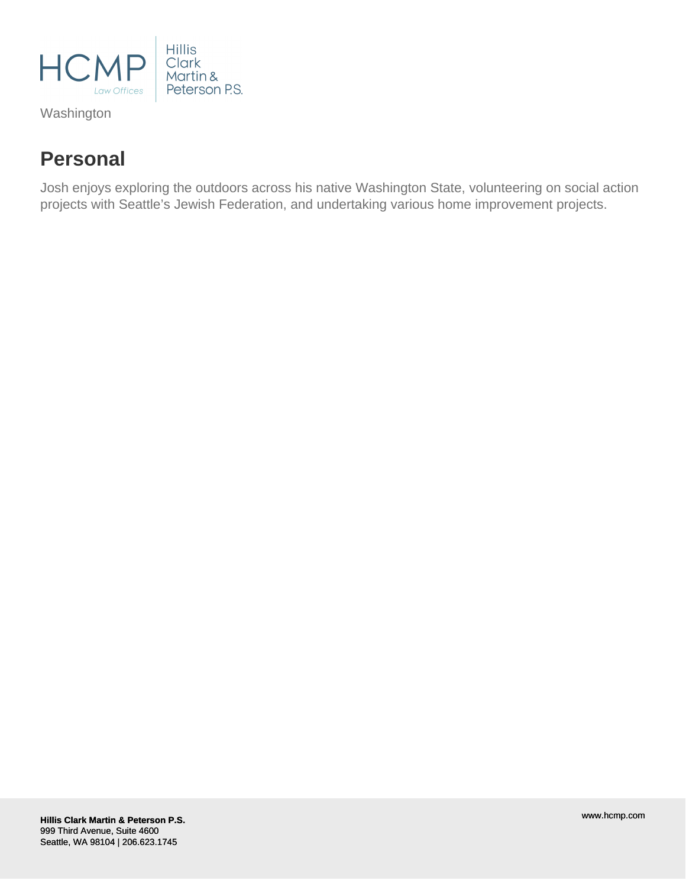Washington

## Personal

Josh enjoys exploring the outdoors across his native Washington State, volunteering on social action projects with Seattle’s Jewish Federation, and undertaking various home improvement projects.